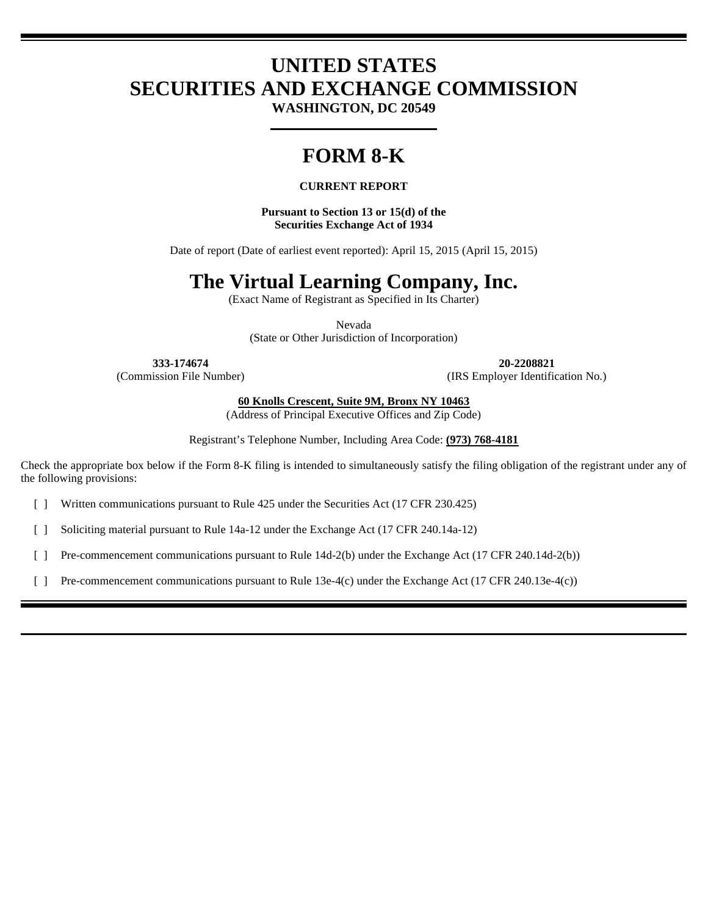# UNITED STATES
# SECURITIES AND EXCHANGE COMMISSION

**WASHINGTON, DC 20549**

# FORM 8-K

**CURRENT REPORT**

**Pursuant to Section 13 or 15(d) of the Securities Exchange Act of 1934**

Date of report (Date of earliest event reported): April 15, 2015 (April 15, 2015)

# The Virtual Learning Company, Inc.

(Exact Name of Registrant as Specified in Its Charter)

Nevada
(State or Other Jurisdiction of Incorporation)

| **333-174674** | **20-2208821** |
|---|---|
| (Commission File Number) | (IRS Employer Identification No.) |

**60 Knolls Crescent, Suite 9M, Bronx NY 10463**
(Address of Principal Executive Offices and Zip Code)

Registrant's Telephone Number, Including Area Code: **(973) 768-4181**

Check the appropriate box below if the Form 8-K filing is intended to simultaneously satisfy the filing obligation of the registrant under any of the following provisions:

[ ] Written communications pursuant to Rule 425 under the Securities Act (17 CFR 230.425)

[ ] Soliciting material pursuant to Rule 14a-12 under the Exchange Act (17 CFR 240.14a-12)

[ ] Pre-commencement communications pursuant to Rule 14d-2(b) under the Exchange Act (17 CFR 240.14d-2(b))

[ ] Pre-commencement communications pursuant to Rule 13e-4(c) under the Exchange Act (17 CFR 240.13e-4(c))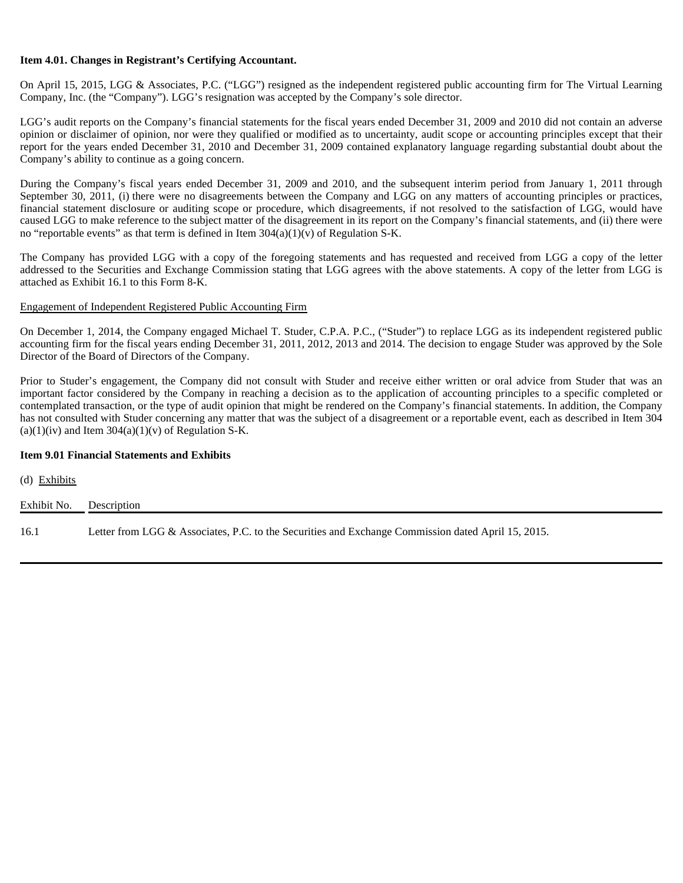**Item 4.01. Changes in Registrant's Certifying Accountant.**

On April 15, 2015, LGG & Associates, P.C. ("LGG") resigned as the independent registered public accounting firm for The Virtual Learning Company, Inc. (the "Company"). LGG's resignation was accepted by the Company's sole director.

LGG's audit reports on the Company's financial statements for the fiscal years ended December 31, 2009 and 2010 did not contain an adverse opinion or disclaimer of opinion, nor were they qualified or modified as to uncertainty, audit scope or accounting principles except that their report for the years ended December 31, 2010 and December 31, 2009 contained explanatory language regarding substantial doubt about the Company's ability to continue as a going concern.

During the Company's fiscal years ended December 31, 2009 and 2010, and the subsequent interim period from January 1, 2011 through September 30, 2011, (i) there were no disagreements between the Company and LGG on any matters of accounting principles or practices, financial statement disclosure or auditing scope or procedure, which disagreements, if not resolved to the satisfaction of LGG, would have caused LGG to make reference to the subject matter of the disagreement in its report on the Company's financial statements, and (ii) there were no "reportable events" as that term is defined in Item 304(a)(1)(v) of Regulation S-K.

The Company has provided LGG with a copy of the foregoing statements and has requested and received from LGG a copy of the letter addressed to the Securities and Exchange Commission stating that LGG agrees with the above statements. A copy of the letter from LGG is attached as Exhibit 16.1 to this Form 8-K.

Engagement of Independent Registered Public Accounting Firm

On December 1, 2014, the Company engaged Michael T. Studer, C.P.A. P.C., ("Studer") to replace LGG as its independent registered public accounting firm for the fiscal years ending December 31, 2011, 2012, 2013 and 2014. The decision to engage Studer was approved by the Sole Director of the Board of Directors of the Company.

Prior to Studer's engagement, the Company did not consult with Studer and receive either written or oral advice from Studer that was an important factor considered by the Company in reaching a decision as to the application of accounting principles to a specific completed or contemplated transaction, or the type of audit opinion that might be rendered on the Company's financial statements. In addition, the Company has not consulted with Studer concerning any matter that was the subject of a disagreement or a reportable event, each as described in Item 304 (a)(1)(iv) and Item 304(a)(1)(v) of Regulation S-K.

**Item 9.01 Financial Statements and Exhibits**

(d) Exhibits

| Exhibit No. | Description |
|---|---|
| 16.1 | Letter from LGG & Associates, P.C. to the Securities and Exchange Commission dated April 15, 2015. |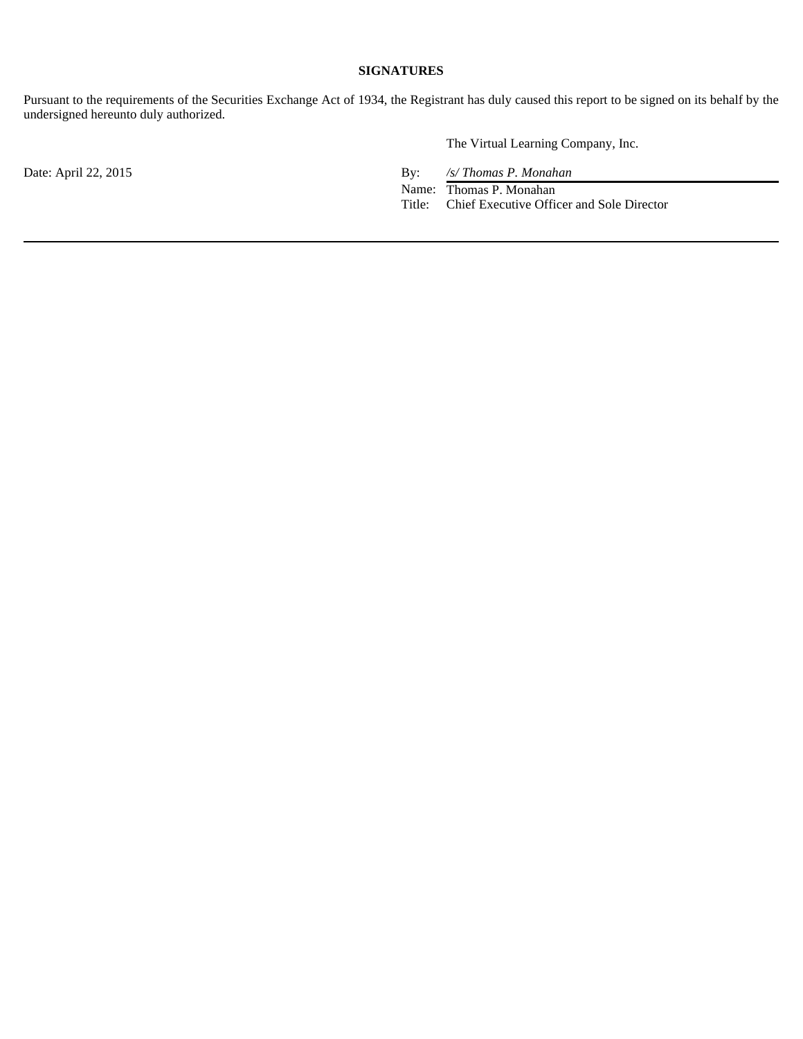**SIGNATURES**

Pursuant to the requirements of the Securities Exchange Act of 1934, the Registrant has duly caused this report to be signed on its behalf by the undersigned hereunto duly authorized.

| | | |
|---|---|---|
| | | The Virtual Learning Company, Inc. |
| Date: April 22, 2015 | By: | */s/ Thomas P. Monahan* |
| | Name: | Thomas P. Monahan |
| | Title: | Chief Executive Officer and Sole Director |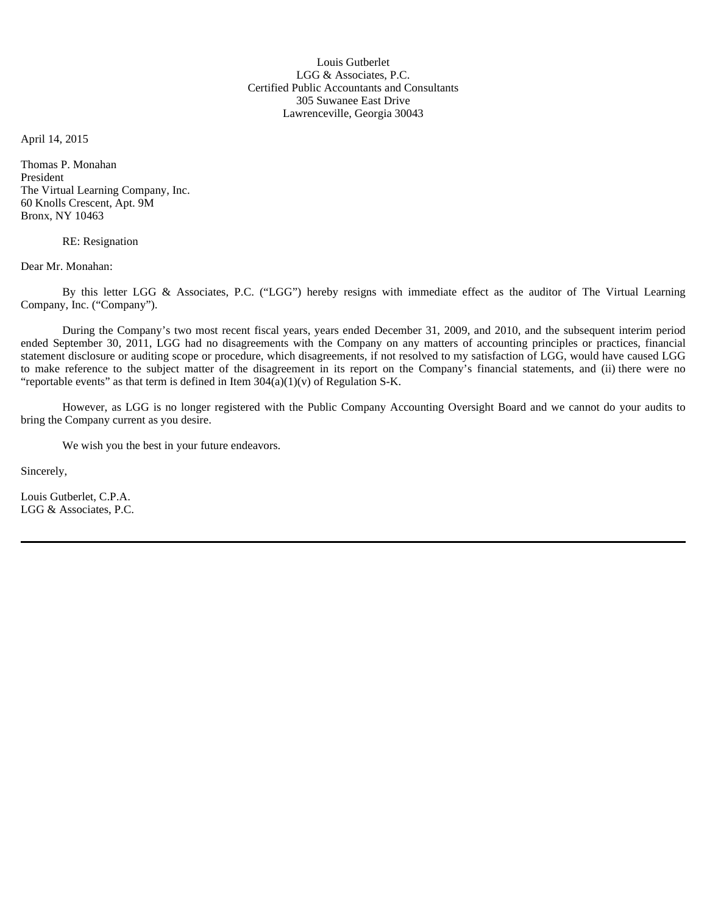Louis Gutberlet
LGG & Associates, P.C.
Certified Public Accountants and Consultants
305 Suwanee East Drive
Lawrenceville, Georgia 30043

April 14, 2015

Thomas P. Monahan
President
The Virtual Learning Company, Inc.
60 Knolls Crescent, Apt. 9M
Bronx, NY 10463

RE: Resignation

Dear Mr. Monahan:

By this letter LGG & Associates, P.C. ("LGG") hereby resigns with immediate effect as the auditor of The Virtual Learning Company, Inc. ("Company").

During the Company's two most recent fiscal years, years ended December 31, 2009, and 2010, and the subsequent interim period ended September 30, 2011, LGG had no disagreements with the Company on any matters of accounting principles or practices, financial statement disclosure or auditing scope or procedure, which disagreements, if not resolved to my satisfaction of LGG, would have caused LGG to make reference to the subject matter of the disagreement in its report on the Company's financial statements, and (ii) there were no "reportable events" as that term is defined in Item 304(a)(1)(v) of Regulation S-K.

However, as LGG is no longer registered with the Public Company Accounting Oversight Board and we cannot do your audits to bring the Company current as you desire.

We wish you the best in your future endeavors.

Sincerely,

Louis Gutberlet, C.P.A.
LGG & Associates, P.C.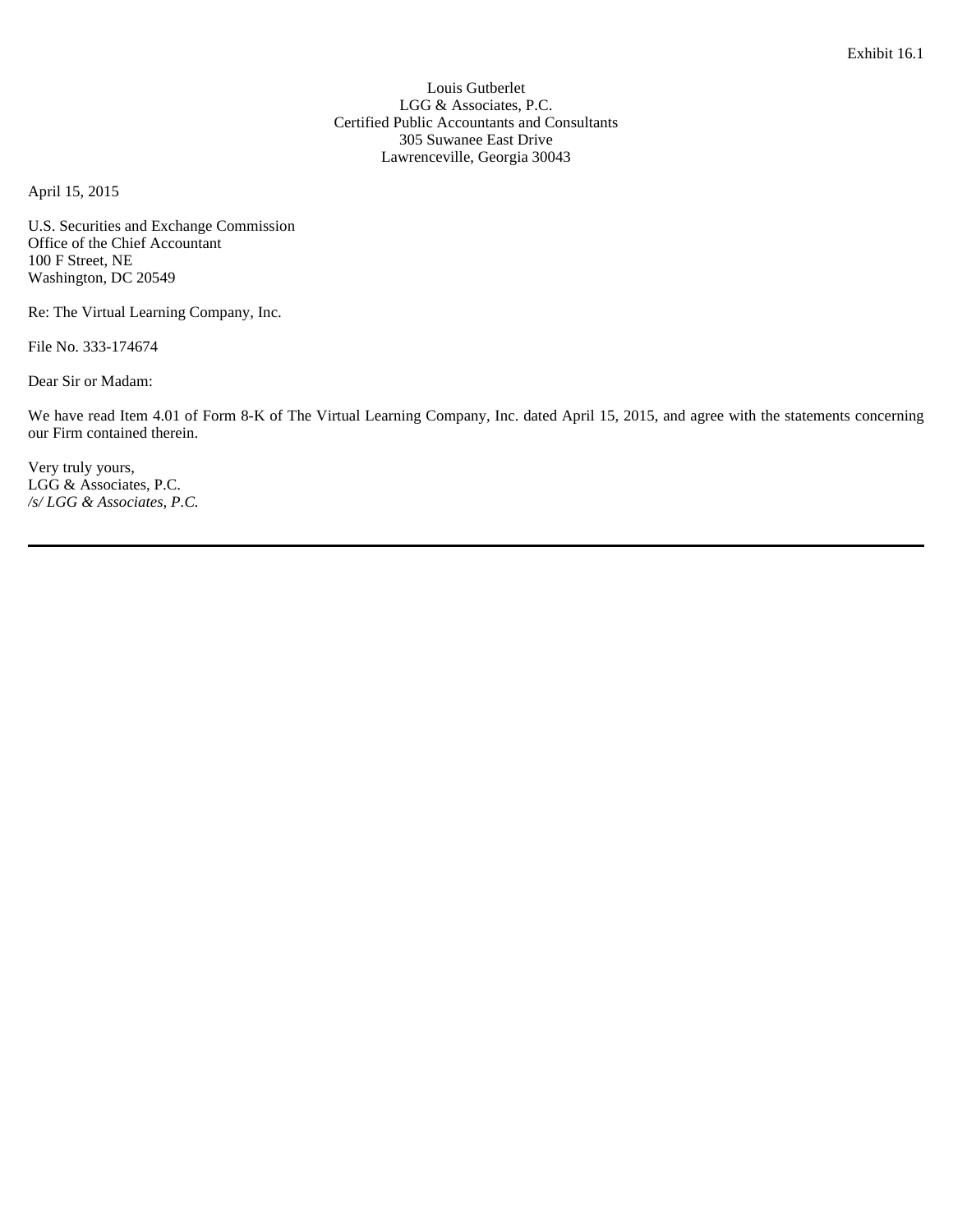Exhibit 16.1

Louis Gutberlet
LGG & Associates, P.C.
Certified Public Accountants and Consultants
305 Suwanee East Drive
Lawrenceville, Georgia 30043

April 15, 2015

U.S. Securities and Exchange Commission
Office of the Chief Accountant
100 F Street, NE
Washington, DC 20549

Re: The Virtual Learning Company, Inc.

File No. 333-174674

Dear Sir or Madam:

We have read Item 4.01 of Form 8-K of The Virtual Learning Company, Inc. dated April 15, 2015, and agree with the statements concerning our Firm contained therein.

Very truly yours,
LGG & Associates, P.C.
*/s/ LGG & Associates, P.C.*